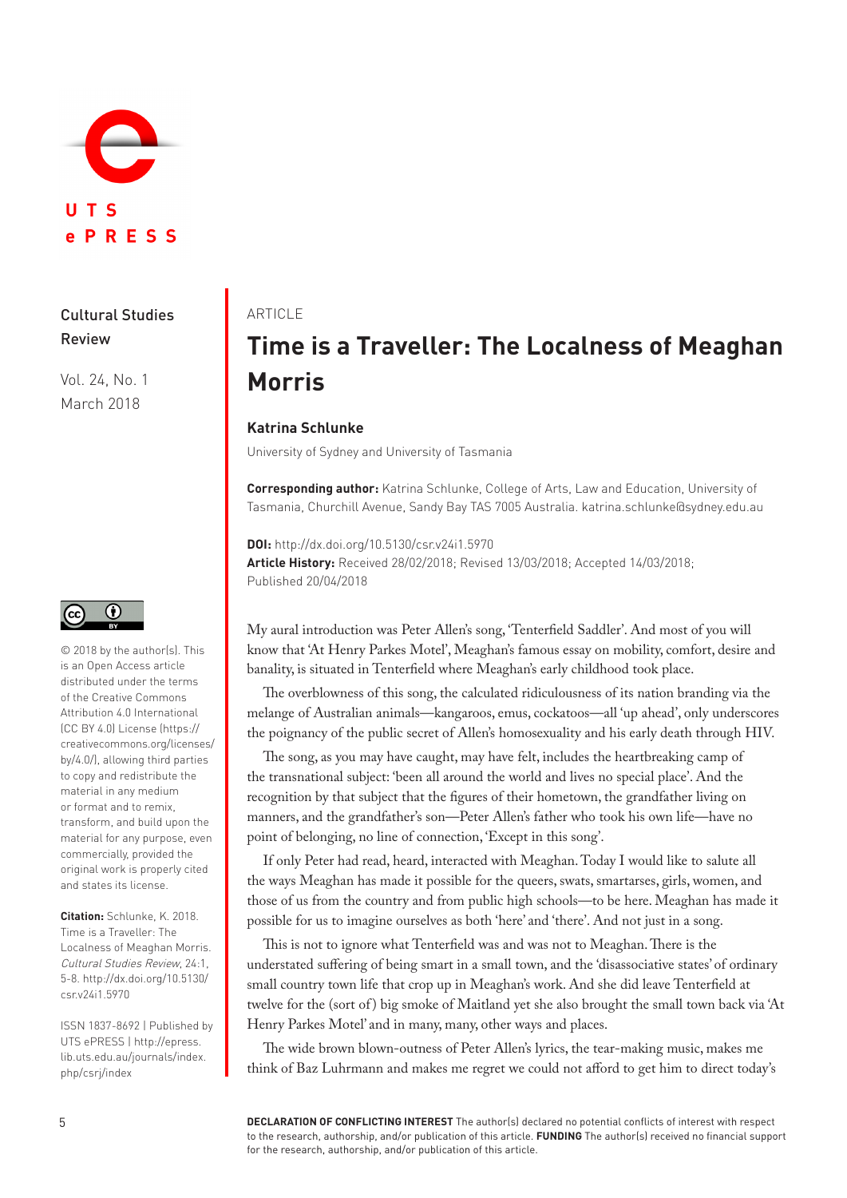UTS ePRESS

Cultural Studies Review

Vol. 24, No. 1
March 2018

© 2018 by the author(s). This is an Open Access article distributed under the terms of the Creative Commons Attribution 4.0 International (CC BY 4.0) License (https://creativecommons.org/licenses/by/4.0/), allowing third parties to copy and redistribute the material in any medium or format and to remix, transform, and build upon the material for any purpose, even commercially, provided the original work is properly cited and states its license.

**Citation:** Schlunke, K. 2018. Time is a Traveller: The Localness of Meaghan Morris. *Cultural Studies Review*, 24:1, 5-8. http://dx.doi.org/10.5130/csr.v24i1.5970

ISSN 1837-8692 | Published by UTS ePRESS | http://epress.lib.uts.edu.au/journals/index.php/csrj/index

ARTICLE

# Time is a Traveller: The Localness of Meaghan Morris

**Katrina Schlunke**

University of Sydney and University of Tasmania

**Corresponding author:** Katrina Schlunke, College of Arts, Law and Education, University of Tasmania, Churchill Avenue, Sandy Bay TAS 7005 Australia. katrina.schlunke@sydney.edu.au

**DOI:** http://dx.doi.org/10.5130/csr.v24i1.5970
**Article History:** Received 28/02/2018; Revised 13/03/2018; Accepted 14/03/2018; Published 20/04/2018

My aural introduction was Peter Allen's song, 'Tenterfield Saddler'. And most of you will know that 'At Henry Parkes Motel', Meaghan's famous essay on mobility, comfort, desire and banality, is situated in Tenterfield where Meaghan's early childhood took place.

The overblowness of this song, the calculated ridiculousness of its nation branding via the melange of Australian animals—kangaroos, emus, cockatoos—all 'up ahead', only underscores the poignancy of the public secret of Allen's homosexuality and his early death through HIV.

The song, as you may have caught, may have felt, includes the heartbreaking camp of the transnational subject: 'been all around the world and lives no special place'. And the recognition by that subject that the figures of their hometown, the grandfather living on manners, and the grandfather's son—Peter Allen's father who took his own life—have no point of belonging, no line of connection, 'Except in this song'.

If only Peter had read, heard, interacted with Meaghan. Today I would like to salute all the ways Meaghan has made it possible for the queers, swats, smartarses, girls, women, and those of us from the country and from public high schools—to be here. Meaghan has made it possible for us to imagine ourselves as both 'here' and 'there'. And not just in a song.

This is not to ignore what Tenterfield was and was not to Meaghan. There is the understated suffering of being smart in a small town, and the 'dissassociative states' of ordinary small country town life that crop up in Meaghan's work. And she did leave Tenterfield at twelve for the (sort of) big smoke of Maitland yet she also brought the small town back via 'At Henry Parkes Motel' and in many, many, other ways and places.

The wide brown blown-outness of Peter Allen's lyrics, the tear-making music, makes me think of Baz Luhrmann and makes me regret we could not afford to get him to direct today's

**DECLARATION OF CONFLICTING INTEREST** The author(s) declared no potential conflicts of interest with respect to the research, authorship, and/or publication of this article. **FUNDING** The author(s) received no financial support for the research, authorship, and/or publication of this article.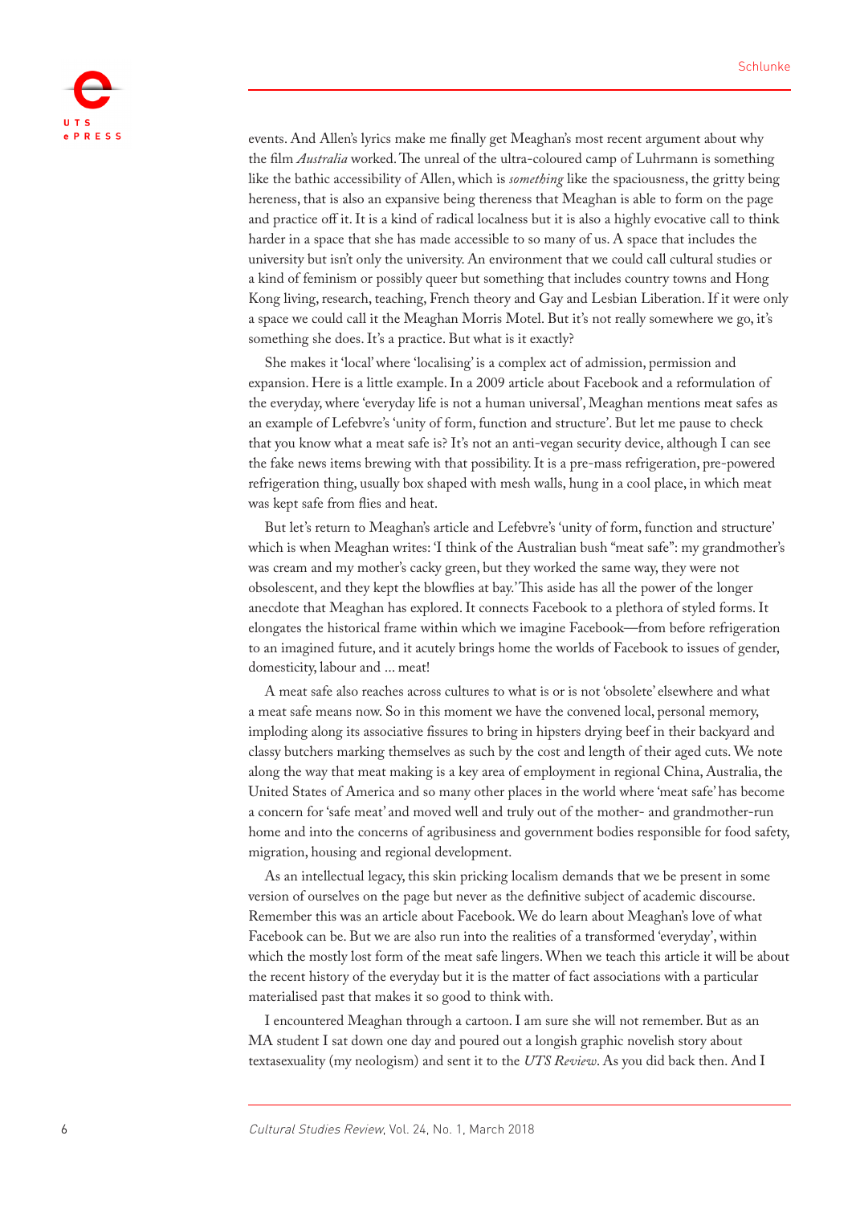events. And Allen's lyrics make me finally get Meaghan's most recent argument about why the film *Australia* worked. The unreal of the ultra-coloured camp of Luhrmann is something like the bathic accessibility of Allen, which is *something* like the spaciousness, the gritty being hereness, that is also an expansive being thereness that Meaghan is able to form on the page and practice off it. It is a kind of radical localness but it is also a highly evocative call to think harder in a space that she has made accessible to so many of us. A space that includes the university but isn't only the university. An environment that we could call cultural studies or a kind of feminism or possibly queer but something that includes country towns and Hong Kong living, research, teaching, French theory and Gay and Lesbian Liberation. If it were only a space we could call it the Meaghan Morris Motel. But it's not really somewhere we go, it's something she does. It's a practice. But what is it exactly?

She makes it 'local' where 'localising' is a complex act of admission, permission and expansion. Here is a little example. In a 2009 article about Facebook and a reformulation of the everyday, where 'everyday life is not a human universal', Meaghan mentions meat safes as an example of Lefebvre's 'unity of form, function and structure'. But let me pause to check that you know what a meat safe is? It's not an anti-vegan security device, although I can see the fake news items brewing with that possibility. It is a pre-mass refrigeration, pre-powered refrigeration thing, usually box shaped with mesh walls, hung in a cool place, in which meat was kept safe from flies and heat.

But let's return to Meaghan's article and Lefebvre's 'unity of form, function and structure' which is when Meaghan writes: 'I think of the Australian bush "meat safe": my grandmother's was cream and my mother's cacky green, but they worked the same way, they were not obsolescent, and they kept the blowflies at bay.' This aside has all the power of the longer anecdote that Meaghan has explored. It connects Facebook to a plethora of styled forms. It elongates the historical frame within which we imagine Facebook—from before refrigeration to an imagined future, and it acutely brings home the worlds of Facebook to issues of gender, domesticity, labour and … meat!

A meat safe also reaches across cultures to what is or is not 'obsolete' elsewhere and what a meat safe means now. So in this moment we have the convened local, personal memory, imploding along its associative fissures to bring in hipsters drying beef in their backyard and classy butchers marking themselves as such by the cost and length of their aged cuts. We note along the way that meat making is a key area of employment in regional China, Australia, the United States of America and so many other places in the world where 'meat safe' has become a concern for 'safe meat' and moved well and truly out of the mother- and grandmother-run home and into the concerns of agribusiness and government bodies responsible for food safety, migration, housing and regional development.

As an intellectual legacy, this skin pricking localism demands that we be present in some version of ourselves on the page but never as the definitive subject of academic discourse. Remember this was an article about Facebook. We do learn about Meaghan's love of what Facebook can be. But we are also run into the realities of a transformed 'everyday', within which the mostly lost form of the meat safe lingers. When we teach this article it will be about the recent history of the everyday but it is the matter of fact associations with a particular materialised past that makes it so good to think with.

I encountered Meaghan through a cartoon. I am sure she will not remember. But as an MA student I sat down one day and poured out a longish graphic novelish story about textasexuality (my neologism) and sent it to the *UTS Review*. As you did back then. And I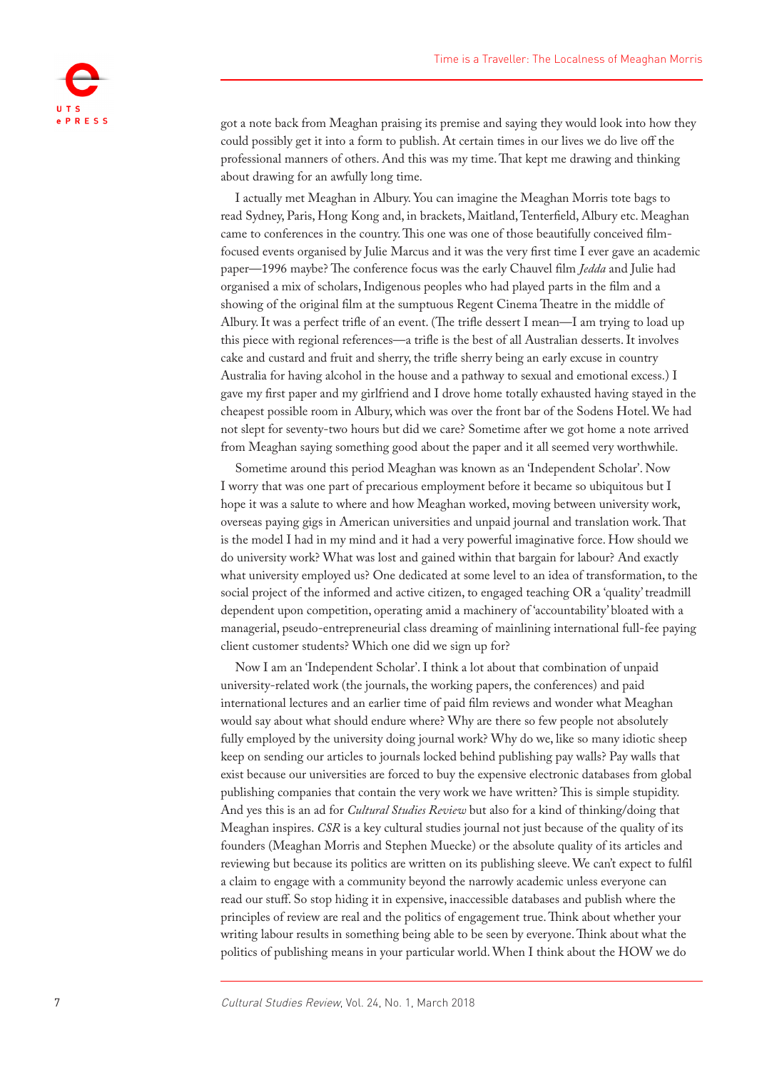got a note back from Meaghan praising its premise and saying they would look into how they could possibly get it into a form to publish. At certain times in our lives we do live off the professional manners of others. And this was my time. That kept me drawing and thinking about drawing for an awfully long time.

I actually met Meaghan in Albury. You can imagine the Meaghan Morris tote bags to read Sydney, Paris, Hong Kong and, in brackets, Maitland, Tenterfield, Albury etc. Meaghan came to conferences in the country. This one was one of those beautifully conceived film-focused events organised by Julie Marcus and it was the very first time I ever gave an academic paper—1996 maybe? The conference focus was the early Chauvel film *Jedda* and Julie had organised a mix of scholars, Indigenous peoples who had played parts in the film and a showing of the original film at the sumptuous Regent Cinema Theatre in the middle of Albury. It was a perfect trifle of an event. (The trifle dessert I mean—I am trying to load up this piece with regional references—a trifle is the best of all Australian desserts. It involves cake and custard and fruit and sherry, the trifle sherry being an early excuse in country Australia for having alcohol in the house and a pathway to sexual and emotional excess.) I gave my first paper and my girlfriend and I drove home totally exhausted having stayed in the cheapest possible room in Albury, which was over the front bar of the Sodens Hotel. We had not slept for seventy-two hours but did we care? Sometime after we got home a note arrived from Meaghan saying something good about the paper and it all seemed very worthwhile.

Sometime around this period Meaghan was known as an 'Independent Scholar'. Now I worry that was one part of precarious employment before it became so ubiquitous but I hope it was a salute to where and how Meaghan worked, moving between university work, overseas paying gigs in American universities and unpaid journal and translation work. That is the model I had in my mind and it had a very powerful imaginative force. How should we do university work? What was lost and gained within that bargain for labour? And exactly what university employed us? One dedicated at some level to an idea of transformation, to the social project of the informed and active citizen, to engaged teaching OR a 'quality' treadmill dependent upon competition, operating amid a machinery of 'accountability' bloated with a managerial, pseudo-entrepreneurial class dreaming of mainlining international full-fee paying client customer students? Which one did we sign up for?

Now I am an 'Independent Scholar'. I think a lot about that combination of unpaid university-related work (the journals, the working papers, the conferences) and paid international lectures and an earlier time of paid film reviews and wonder what Meaghan would say about what should endure where? Why are there so few people not absolutely fully employed by the university doing journal work? Why do we, like so many idiotic sheep keep on sending our articles to journals locked behind publishing pay walls? Pay walls that exist because our universities are forced to buy the expensive electronic databases from global publishing companies that contain the very work we have written? This is simple stupidity. And yes this is an ad for *Cultural Studies Review* but also for a kind of thinking/doing that Meaghan inspires. *CSR* is a key cultural studies journal not just because of the quality of its founders (Meaghan Morris and Stephen Muecke) or the absolute quality of its articles and reviewing but because its politics are written on its publishing sleeve. We can't expect to fulfil a claim to engage with a community beyond the narrowly academic unless everyone can read our stuff. So stop hiding it in expensive, inaccessible databases and publish where the principles of review are real and the politics of engagement true. Think about whether your writing labour results in something being able to be seen by everyone. Think about what the politics of publishing means in your particular world. When I think about the HOW we do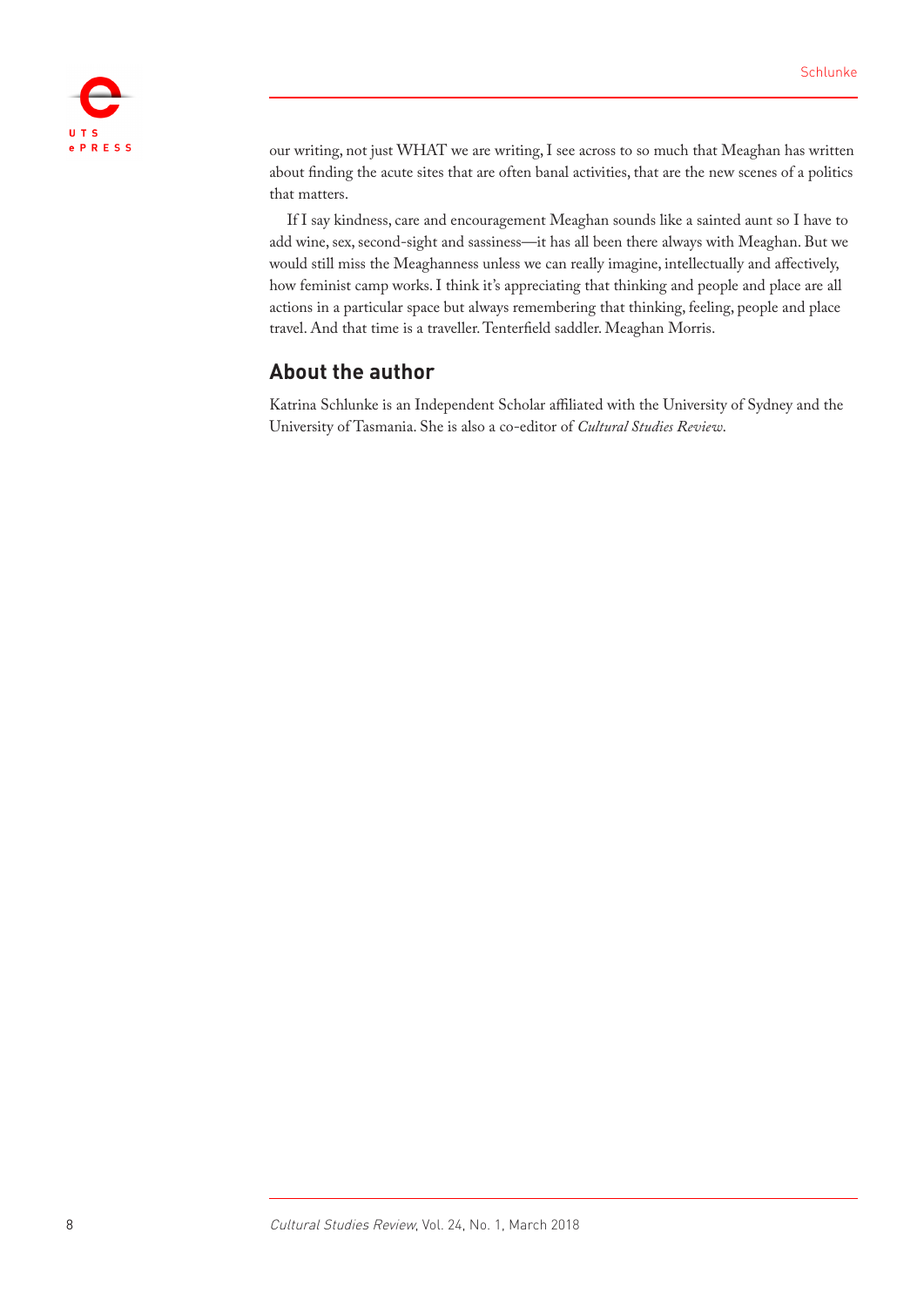our writing, not just WHAT we are writing, I see across to so much that Meaghan has written about finding the acute sites that are often banal activities, that are the new scenes of a politics that matters.

If I say kindness, care and encouragement Meaghan sounds like a sainted aunt so I have to add wine, sex, second-sight and sassiness—it has all been there always with Meaghan. But we would still miss the Meaghanness unless we can really imagine, intellectually and affectively, how feminist camp works. I think it's appreciating that thinking and people and place are all actions in a particular space but always remembering that thinking, feeling, people and place travel. And that time is a traveller. Tenterfield saddler. Meaghan Morris.

## About the author

Katrina Schlunke is an Independent Scholar affiliated with the University of Sydney and the University of Tasmania. She is also a co-editor of *Cultural Studies Review*.